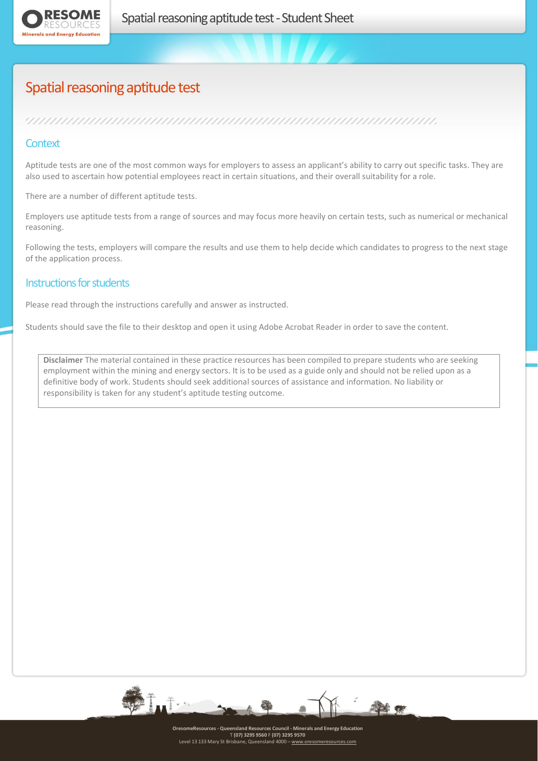# Spatial reasoning aptitude test

## Context

Aptitude tests are one of the most common ways for employers to assess an applicant's ability to carry out specific tasks. They are also used to ascertain how potential employees react in certain situations, and their overall suitability for a role.

There are a number of different aptitude tests.

Employers use aptitude tests from a range of sources and may focus more heavily on certain tests, such as numerical or mechanical reasoning.

Following the tests, employers will compare the results and use them to help decide which candidates to progress to the next stage of the application process.

## Instructions for students

Please read through the instructions carefully and answer as instructed.

Students should save the file to their desktop and open it using Adobe Acrobat Reader in order to save the content.

**Disclaimer** The material contained in these practice resources has been compiled to prepare students who are seeking employment within the mining and energy sectors. It is to be used as a guide only and should not be relied upon as a definitive body of work. Students should seek additional sources of assistance and information. No liability or responsibility is taken for any student's aptitude testing outcome.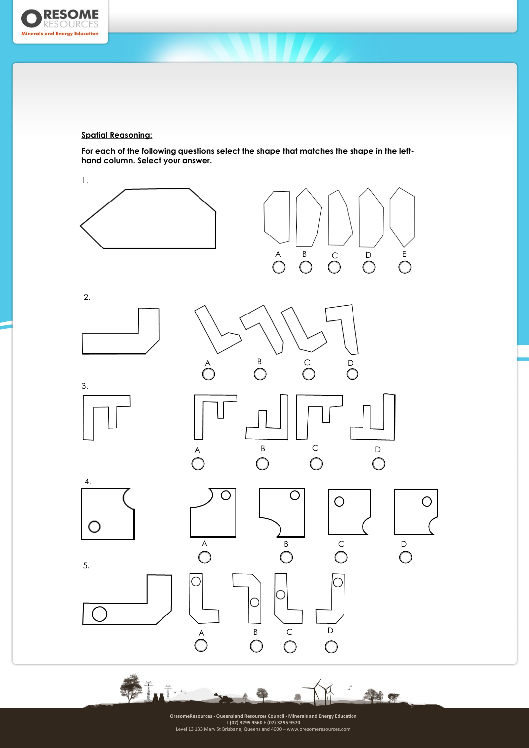**Spatial Reasoning:**

**For each of the following questions select the shape that matches the shape in the left-hand column. Select your answer.**

1.

A ○ B ○ C ○ D ○ E ○

2.

A ○ B ○ C ○ D ○

3.

A ○ B ○ C ○ D ○

4.

A ○ B ○ C ○ D ○

5.

A ○ B ○ C ○ D ○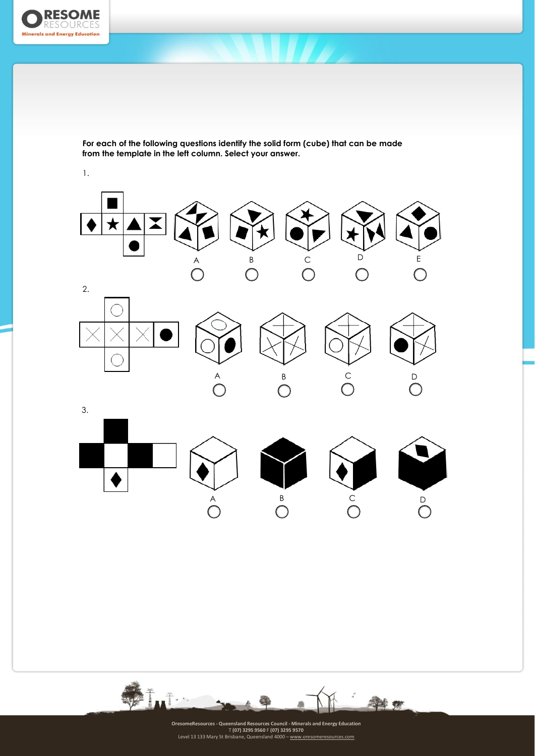**For each of the following questions identify the solid form (cube) that can be made from the template in the left column. Select your answer.**

1.

A ◯ B ◯ C ◯ D ◯ E ◯

2.

A ◯ B ◯ C ◯ D ◯

3.

A ◯ B ◯ C ◯ D ◯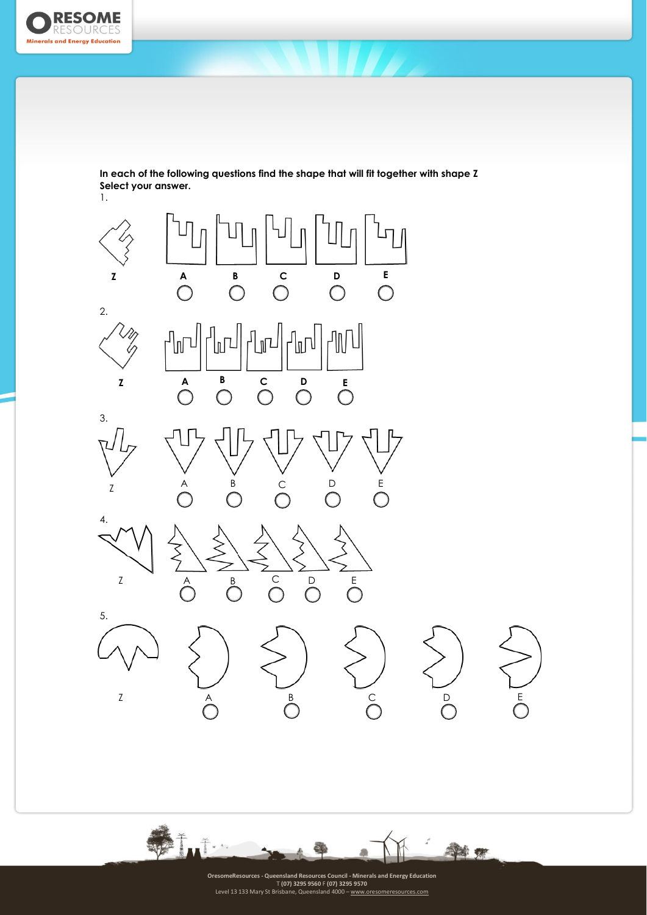**In each of the following questions find the shape that will fit together with shape Z**
**Select your answer.**

1.

Z　　A ○　　B ○　　C ○　　D ○　　E ○

2.

Z　　A ○　　B ○　　C ○　　D ○　　E ○

3.

Z　　A ○　　B ○　　C ○　　D ○　　E ○

4.

Z　　A ○　　B ○　　C ○　　D ○　　E ○

5.

Z　　A ○　　B ○　　C ○　　D ○　　E ○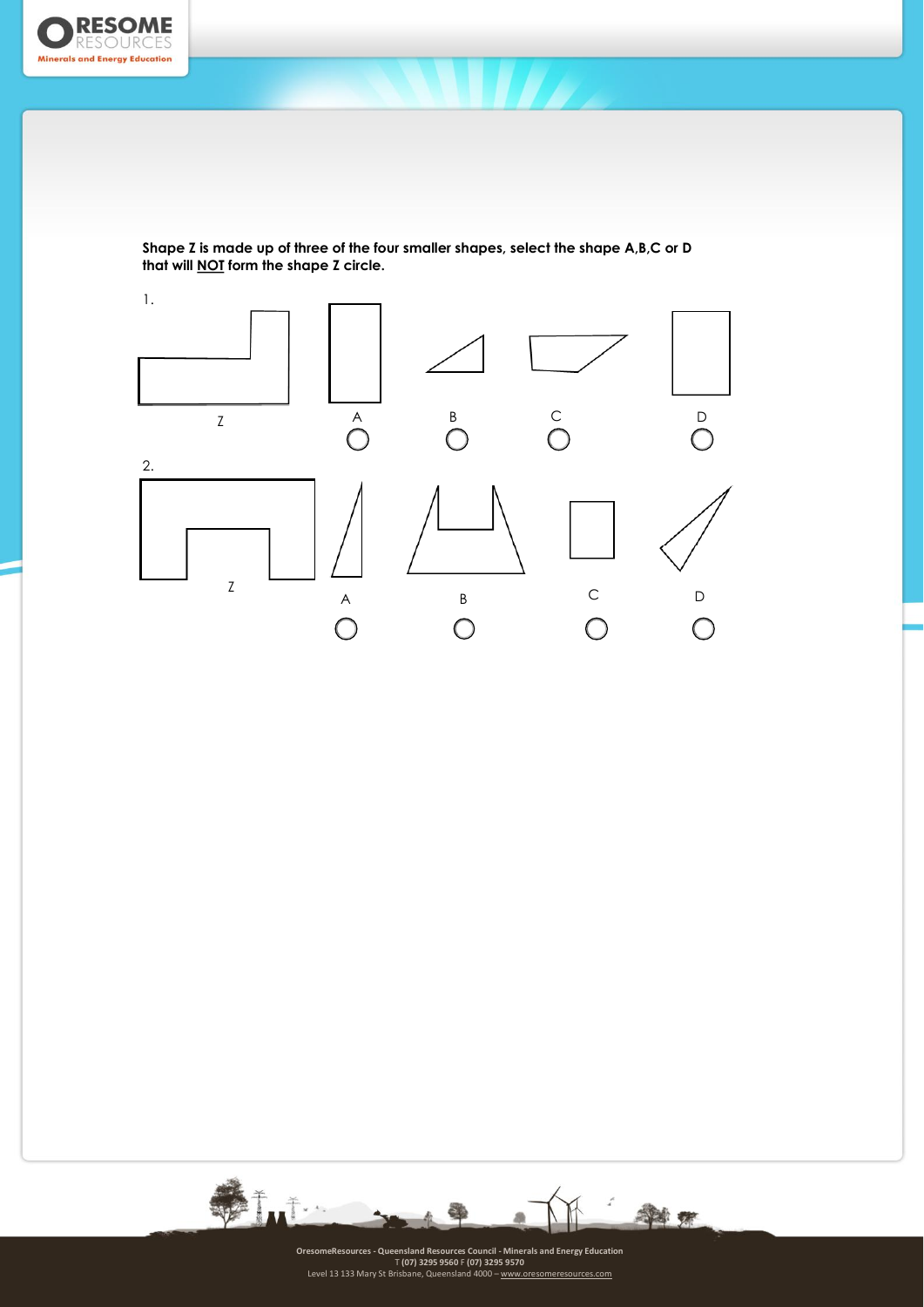**Shape Z is made up of three of the four smaller shapes, select the shape A,B,C or D that will NOT form the shape Z circle.**

1.

Z

A ◯

B ◯

C ◯

D ◯

2.

Z

A ◯

B ◯

C ◯

D ◯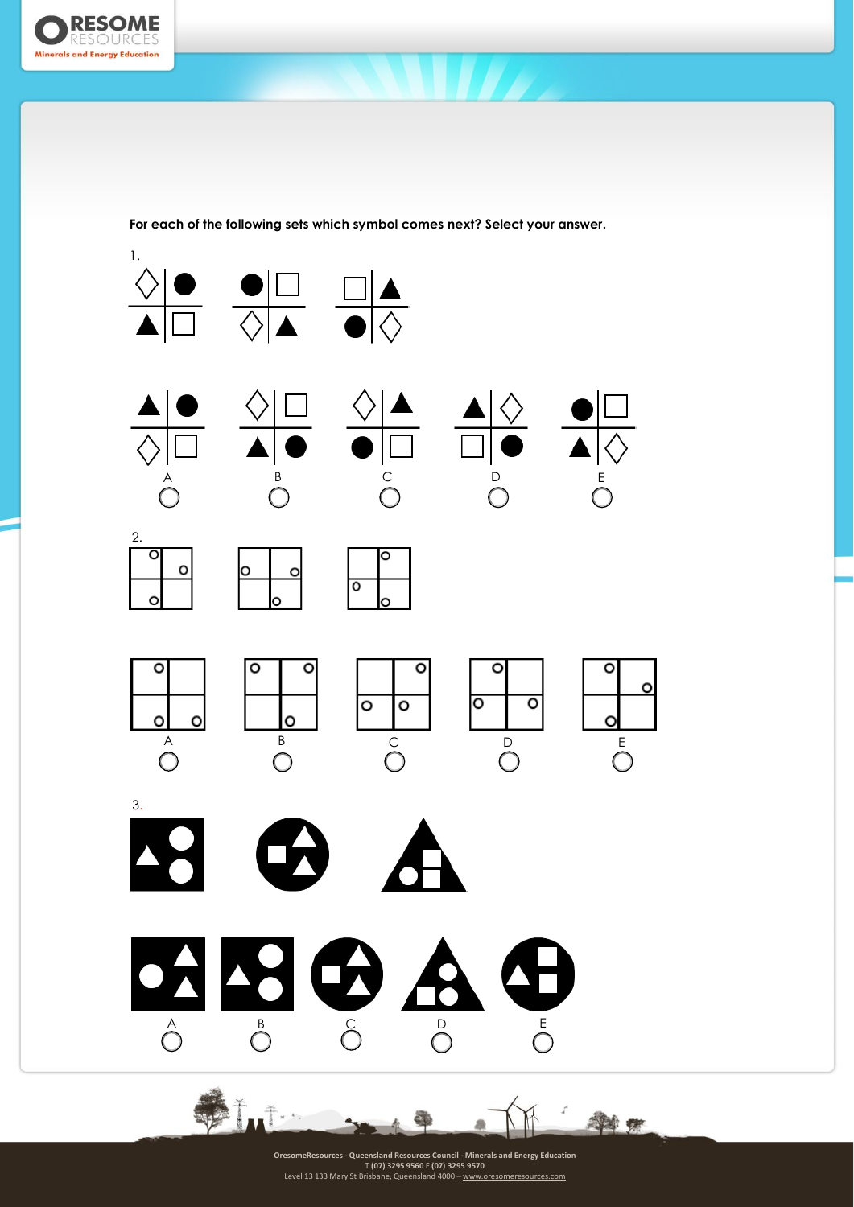For each of the following sets which symbol comes next? Select your answer.

1.

A

B

C

D

E

2.

A

B

C

D

E

3.

A

B

C

D

E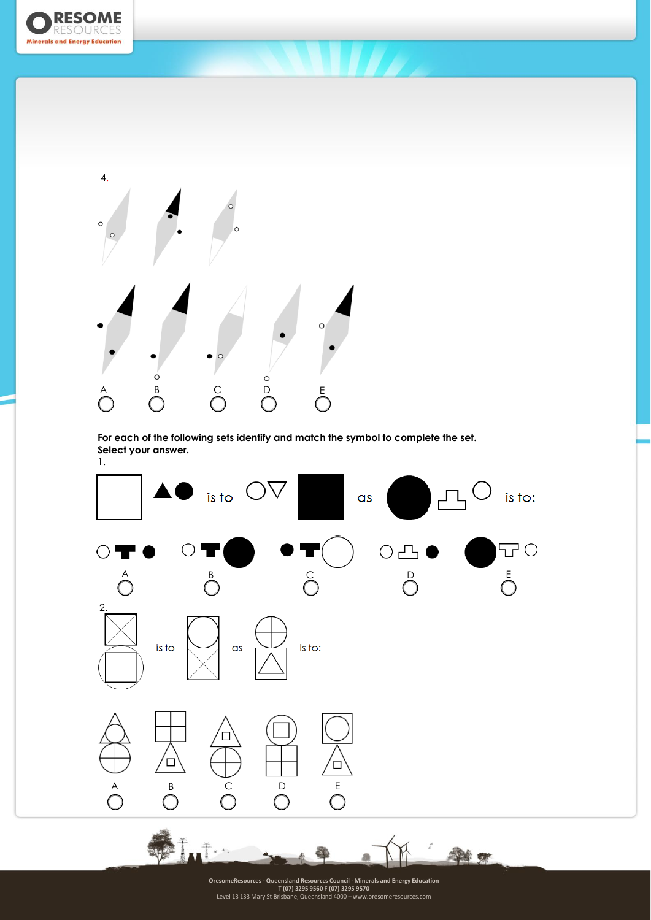4.

A

B

C

D

E

**For each of the following sets identify and match the symbol to complete the set.**
**Select your answer.**

1.

is to as is to:

A

B

C

D

E

2.

is to as is to:

A

B

C

D

E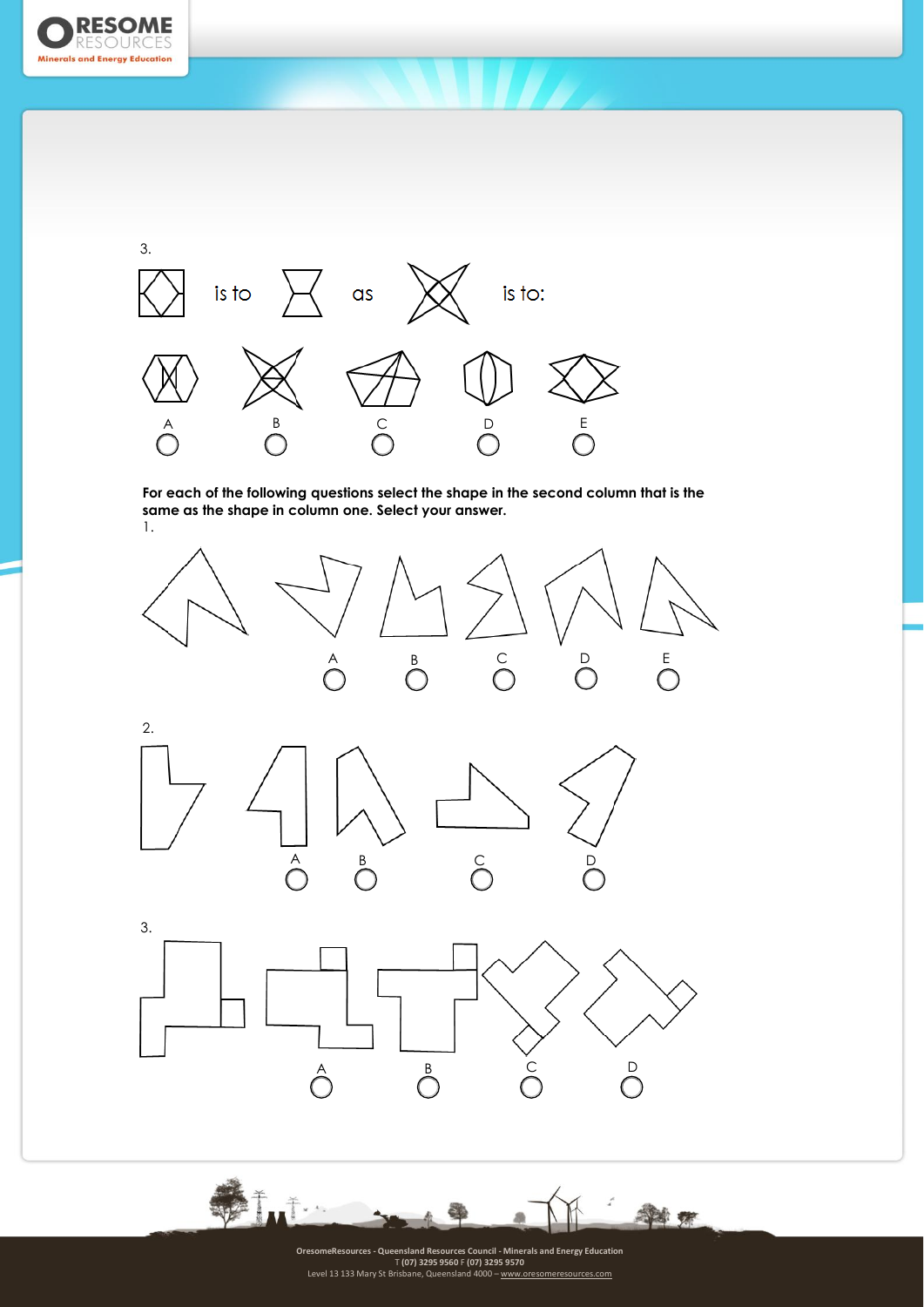3.

is to as is to:

A B C D E

**For each of the following questions select the shape in the second column that is the same as the shape in column one. Select your answer.**

1.

A B C D E

2.

A B C D

3.

A B C D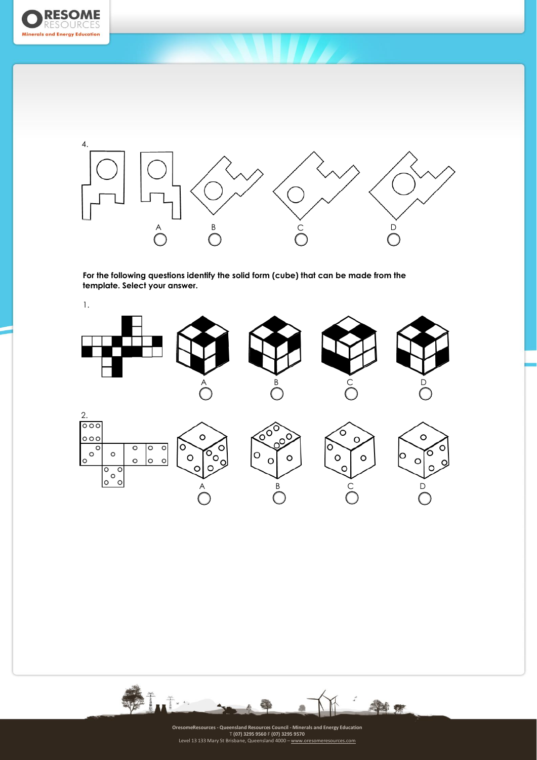4.

A B C D

For the following questions identify the solid form (cube) that can be made from the template. Select your answer.

1.

A B C D

2.

A B C D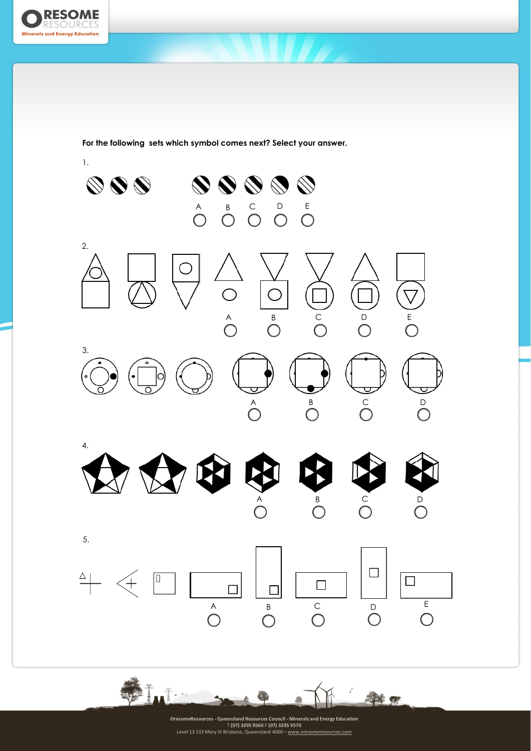For the following sets which symbol comes next? Select your answer.

1.

A B C D E

2.

A B C D E

3.

A B C D

4.

A B C D

5.

A B C D E